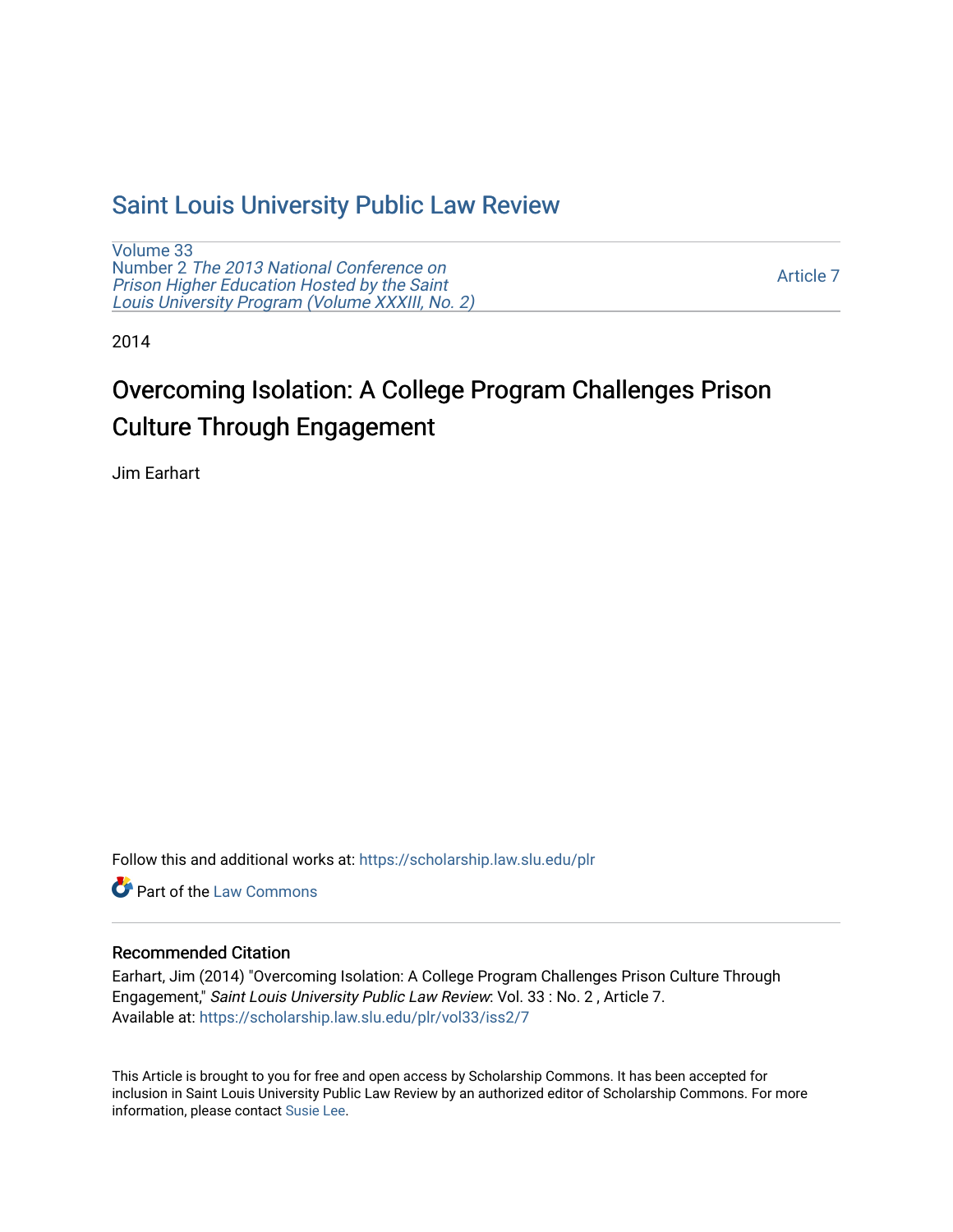# Saint Louis University Public Law Review

Volume 33
Number 2 *The 2013 National Conference on Prison Higher Education Hosted by the Saint Louis University Program (Volume XXXIII, No. 2)*

Article 7

2014

## Overcoming Isolation: A College Program Challenges Prison Culture Through Engagement

Jim Earhart

Follow this and additional works at: https://scholarship.law.slu.edu/plr

Part of the Law Commons

### Recommended Citation

Earhart, Jim (2014) "Overcoming Isolation: A College Program Challenges Prison Culture Through Engagement," *Saint Louis University Public Law Review*: Vol. 33 : No. 2 , Article 7.
Available at: https://scholarship.law.slu.edu/plr/vol33/iss2/7

This Article is brought to you for free and open access by Scholarship Commons. It has been accepted for inclusion in Saint Louis University Public Law Review by an authorized editor of Scholarship Commons. For more information, please contact Susie Lee.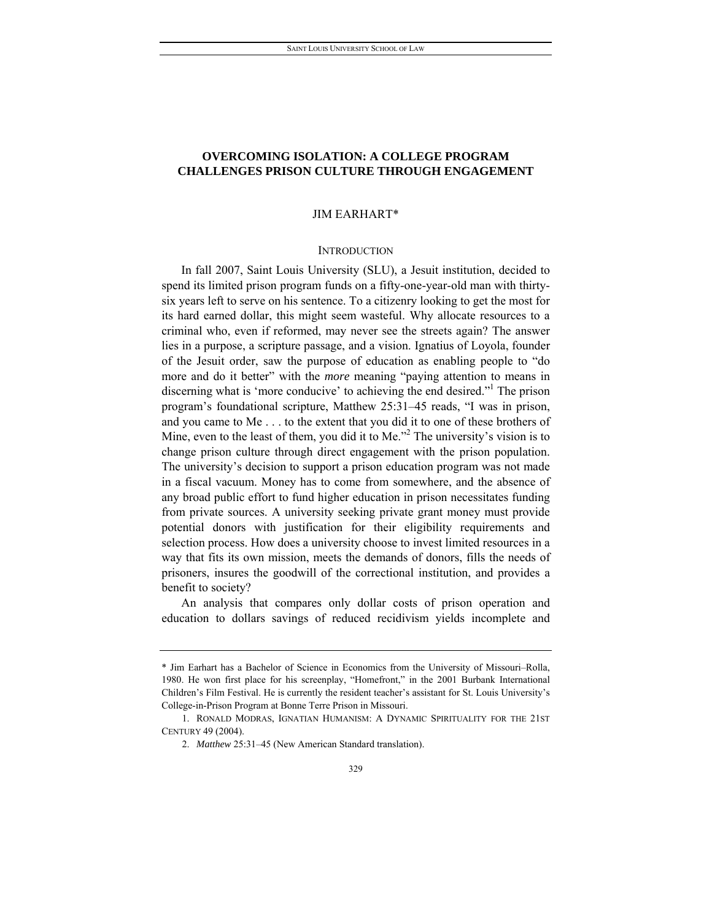# OVERCOMING ISOLATION: A COLLEGE PROGRAM CHALLENGES PRISON CULTURE THROUGH ENGAGEMENT

JIM EARHART*

## INTRODUCTION

In fall 2007, Saint Louis University (SLU), a Jesuit institution, decided to spend its limited prison program funds on a fifty-one-year-old man with thirty-six years left to serve on his sentence. To a citizenry looking to get the most for its hard earned dollar, this might seem wasteful. Why allocate resources to a criminal who, even if reformed, may never see the streets again? The answer lies in a purpose, a scripture passage, and a vision. Ignatius of Loyola, founder of the Jesuit order, saw the purpose of education as enabling people to "do more and do it better" with the *more* meaning "paying attention to means in discerning what is 'more conducive' to achieving the end desired."[1] The prison program's foundational scripture, Matthew 25:31–45 reads, "I was in prison, and you came to Me . . . to the extent that you did it to one of these brothers of Mine, even to the least of them, you did it to Me."[2] The university's vision is to change prison culture through direct engagement with the prison population. The university's decision to support a prison education program was not made in a fiscal vacuum. Money has to come from somewhere, and the absence of any broad public effort to fund higher education in prison necessitates funding from private sources. A university seeking private grant money must provide potential donors with justification for their eligibility requirements and selection process. How does a university choose to invest limited resources in a way that fits its own mission, meets the demands of donors, fills the needs of prisoners, insures the goodwill of the correctional institution, and provides a benefit to society?

An analysis that compares only dollar costs of prison operation and education to dollars savings of reduced recidivism yields incomplete and

---

\* Jim Earhart has a Bachelor of Science in Economics from the University of Missouri–Rolla, 1980. He won first place for his screenplay, "Homefront," in the 2001 Burbank International Children's Film Festival. He is currently the resident teacher's assistant for St. Louis University's College-in-Prison Program at Bonne Terre Prison in Missouri.

1. RONALD MODRAS, IGNATIAN HUMANISM: A DYNAMIC SPIRITUALITY FOR THE 21ST CENTURY 49 (2004).

2. *Matthew* 25:31–45 (New American Standard translation).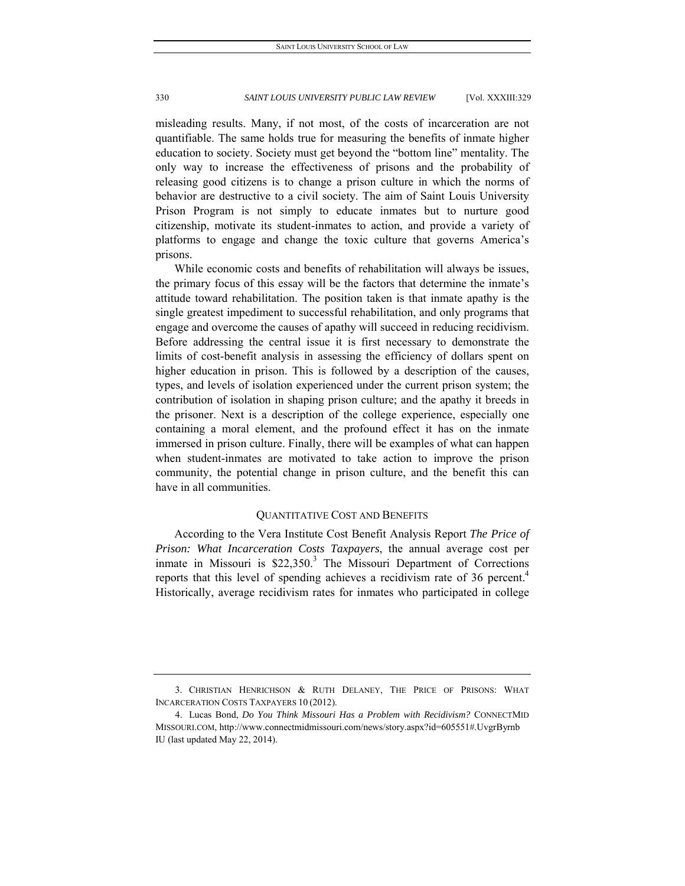misleading results. Many, if not most, of the costs of incarceration are not quantifiable. The same holds true for measuring the benefits of inmate higher education to society. Society must get beyond the "bottom line" mentality. The only way to increase the effectiveness of prisons and the probability of releasing good citizens is to change a prison culture in which the norms of behavior are destructive to a civil society. The aim of Saint Louis University Prison Program is not simply to educate inmates but to nurture good citizenship, motivate its student-inmates to action, and provide a variety of platforms to engage and change the toxic culture that governs America's prisons.

While economic costs and benefits of rehabilitation will always be issues, the primary focus of this essay will be the factors that determine the inmate's attitude toward rehabilitation. The position taken is that inmate apathy is the single greatest impediment to successful rehabilitation, and only programs that engage and overcome the causes of apathy will succeed in reducing recidivism. Before addressing the central issue it is first necessary to demonstrate the limits of cost-benefit analysis in assessing the efficiency of dollars spent on higher education in prison. This is followed by a description of the causes, types, and levels of isolation experienced under the current prison system; the contribution of isolation in shaping prison culture; and the apathy it breeds in the prisoner. Next is a description of the college experience, especially one containing a moral element, and the profound effect it has on the inmate immersed in prison culture. Finally, there will be examples of what can happen when student-inmates are motivated to take action to improve the prison community, the potential change in prison culture, and the benefit this can have in all communities.

## QUANTITATIVE COST AND BENEFITS

According to the Vera Institute Cost Benefit Analysis Report *The Price of Prison: What Incarceration Costs Taxpayers*, the annual average cost per inmate in Missouri is $22,350.[3] The Missouri Department of Corrections reports that this level of spending achieves a recidivism rate of 36 percent.[4] Historically, average recidivism rates for inmates who participated in college

---

3. CHRISTIAN HENRICHSON & RUTH DELANEY, THE PRICE OF PRISONS: WHAT INCARCERATION COSTS TAXPAYERS 10 (2012).

4. Lucas Bond, *Do You Think Missouri Has a Problem with Recidivism?* CONNECTMIDMISSOURI.COM, http://www.connectmidmissouri.com/news/story.aspx?id=605551#.UvgrByrnbIU (last updated May 22, 2014).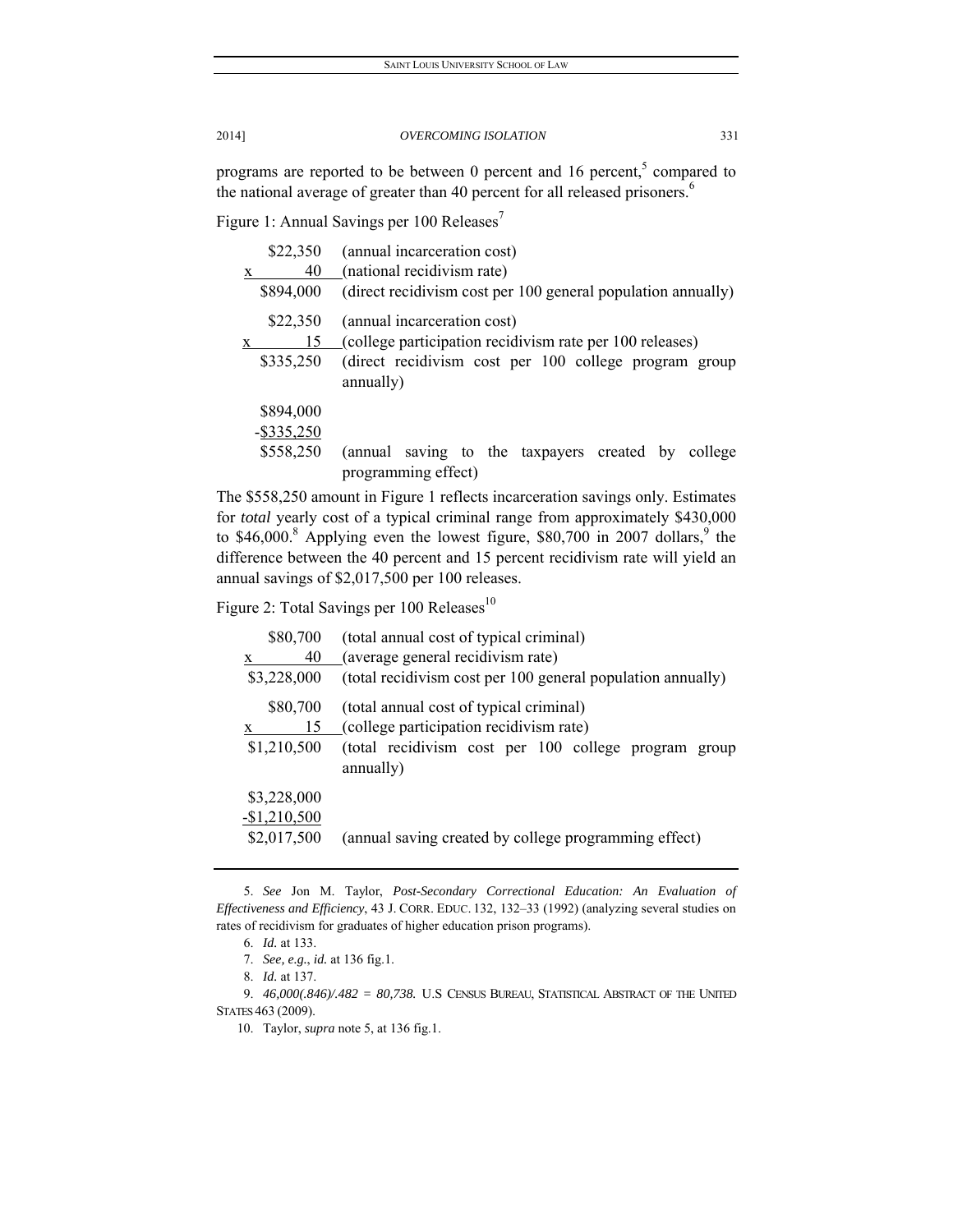programs are reported to be between 0 percent and 16 percent,[5] compared to the national average of greater than 40 percent for all released prisoners.[6]

Figure 1: Annual Savings per 100 Releases[7]

| | |
|---|---|
| $22,350 | (annual incarceration cost) |
| x 40 | (national recidivism rate) |
| $894,000 | (direct recidivism cost per 100 general population annually) |
| $22,350 | (annual incarceration cost) |
| x 15 | (college participation recidivism rate per 100 releases) |
| $335,250 | (direct recidivism cost per 100 college program group annually) |
| $894,000 | |
| -$335,250 | |
| $558,250 | (annual saving to the taxpayers created by college programming effect) |

The $558,250 amount in Figure 1 reflects incarceration savings only. Estimates for *total* yearly cost of a typical criminal range from approximately $430,000 to $46,000.[8] Applying even the lowest figure, $80,700 in 2007 dollars,[9] the difference between the 40 percent and 15 percent recidivism rate will yield an annual savings of $2,017,500 per 100 releases.

Figure 2: Total Savings per 100 Releases[10]

| | |
|---|---|
| $80,700 | (total annual cost of typical criminal) |
| x 40 | (average general recidivism rate) |
| $3,228,000 | (total recidivism cost per 100 general population annually) |
| $80,700 | (total annual cost of typical criminal) |
| x 15 | (college participation recidivism rate) |
| $1,210,500 | (total recidivism cost per 100 college program group annually) |
| $3,228,000 | |
| -$1,210,500 | |
| $2,017,500 | (annual saving created by college programming effect) |

---

5. *See* Jon M. Taylor, *Post-Secondary Correctional Education: An Evaluation of Effectiveness and Efficiency*, 43 J. CORR. EDUC. 132, 132–33 (1992) (analyzing several studies on rates of recidivism for graduates of higher education prison programs).

6. *Id.* at 133.

7. *See, e.g.*, *id.* at 136 fig.1.

8. *Id.* at 137.

9. *46,000(.846)/.482 = 80,738.* U.S CENSUS BUREAU, STATISTICAL ABSTRACT OF THE UNITED STATES 463 (2009).

10. Taylor, *supra* note 5, at 136 fig.1.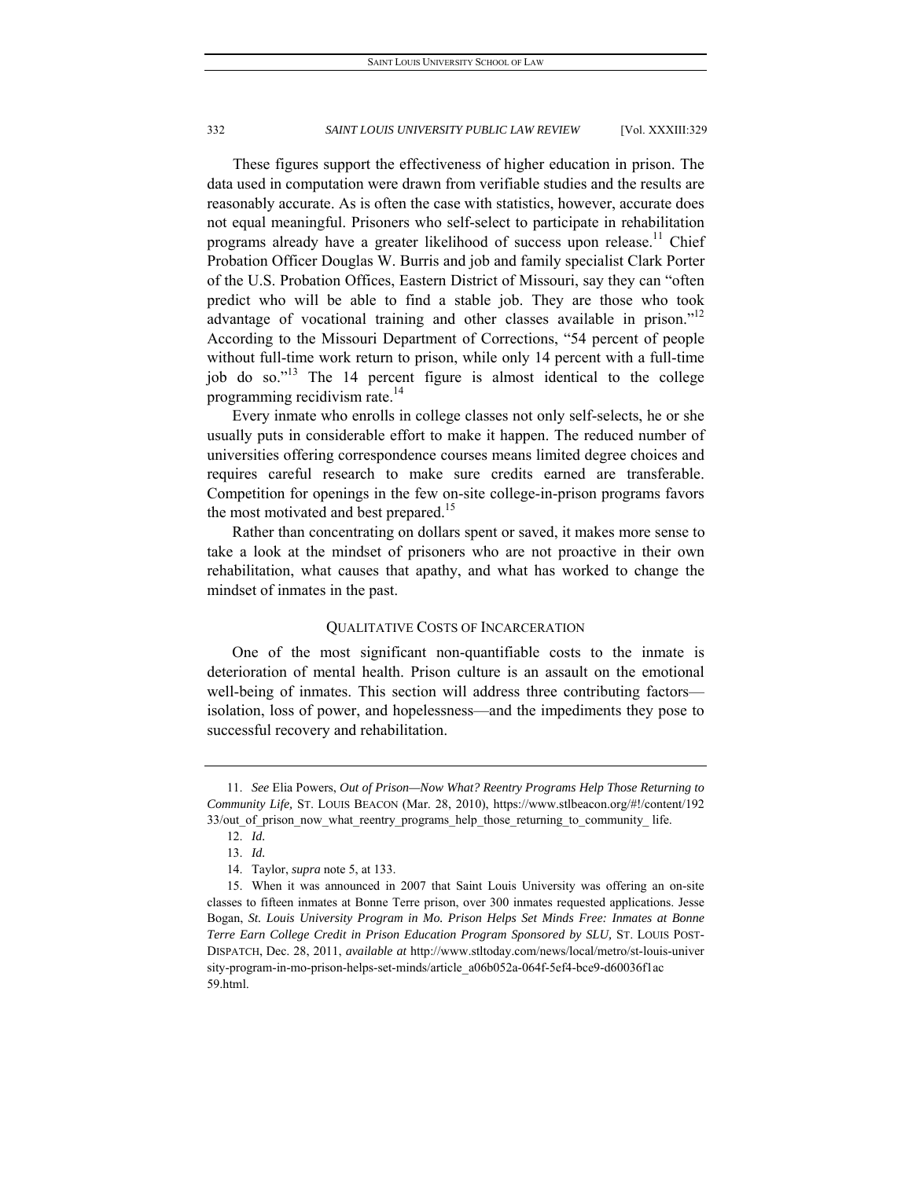These figures support the effectiveness of higher education in prison. The data used in computation were drawn from verifiable studies and the results are reasonably accurate. As is often the case with statistics, however, accurate does not equal meaningful. Prisoners who self-select to participate in rehabilitation programs already have a greater likelihood of success upon release.[11] Chief Probation Officer Douglas W. Burris and job and family specialist Clark Porter of the U.S. Probation Offices, Eastern District of Missouri, say they can "often predict who will be able to find a stable job. They are those who took advantage of vocational training and other classes available in prison."[12] According to the Missouri Department of Corrections, "54 percent of people without full-time work return to prison, while only 14 percent with a full-time job do so."[13] The 14 percent figure is almost identical to the college programming recidivism rate.[14]

Every inmate who enrolls in college classes not only self-selects, he or she usually puts in considerable effort to make it happen. The reduced number of universities offering correspondence courses means limited degree choices and requires careful research to make sure credits earned are transferable. Competition for openings in the few on-site college-in-prison programs favors the most motivated and best prepared.[15]

Rather than concentrating on dollars spent or saved, it makes more sense to take a look at the mindset of prisoners who are not proactive in their own rehabilitation, what causes that apathy, and what has worked to change the mindset of inmates in the past.

## QUALITATIVE COSTS OF INCARCERATION

One of the most significant non-quantifiable costs to the inmate is deterioration of mental health. Prison culture is an assault on the emotional well-being of inmates. This section will address three contributing factors—isolation, loss of power, and hopelessness—and the impediments they pose to successful recovery and rehabilitation.

---

11. *See* Elia Powers, *Out of Prison—Now What? Reentry Programs Help Those Returning to Community Life,* ST. LOUIS BEACON (Mar. 28, 2010), https://www.stlbeacon.org/#!/content/19233/out_of_prison_now_what_reentry_programs_help_those_returning_to_community_ life.

12. *Id.*

13. *Id.*

14. Taylor, *supra* note 5, at 133.

15. When it was announced in 2007 that Saint Louis University was offering an on-site classes to fifteen inmates at Bonne Terre prison, over 300 inmates requested applications. Jesse Bogan, *St. Louis University Program in Mo. Prison Helps Set Minds Free: Inmates at Bonne Terre Earn College Credit in Prison Education Program Sponsored by SLU,* ST. LOUIS POST-DISPATCH, Dec. 28, 2011, *available at* http://www.stltoday.com/news/local/metro/st-louis-university-program-in-mo-prison-helps-set-minds/article_a06b052a-064f-5ef4-bce9-d60036f1ac59.html.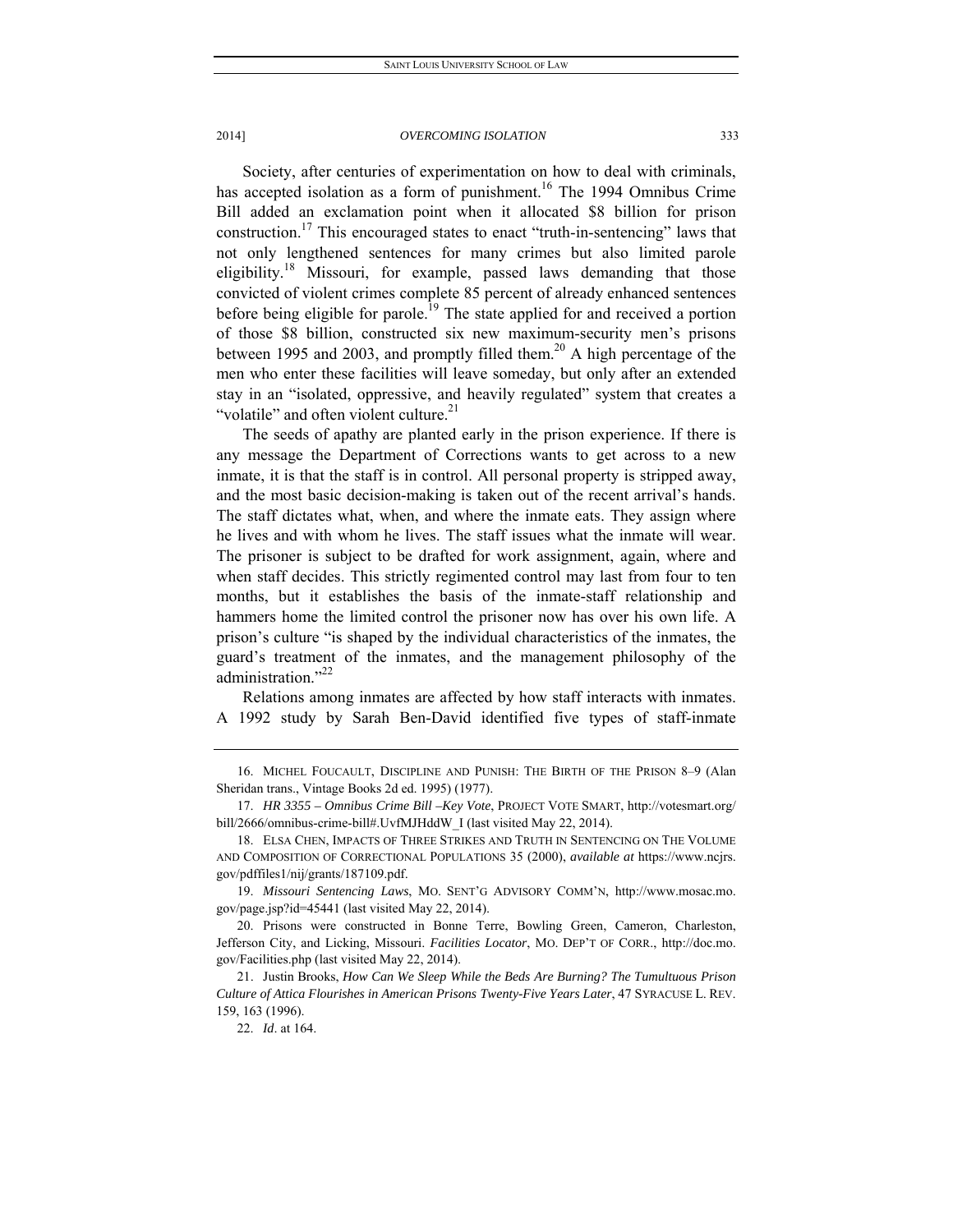Society, after centuries of experimentation on how to deal with criminals, has accepted isolation as a form of punishment.[16] The 1994 Omnibus Crime Bill added an exclamation point when it allocated $8 billion for prison construction.[17] This encouraged states to enact "truth-in-sentencing" laws that not only lengthened sentences for many crimes but also limited parole eligibility.[18] Missouri, for example, passed laws demanding that those convicted of violent crimes complete 85 percent of already enhanced sentences before being eligible for parole.[19] The state applied for and received a portion of those $8 billion, constructed six new maximum-security men's prisons between 1995 and 2003, and promptly filled them.[20] A high percentage of the men who enter these facilities will leave someday, but only after an extended stay in an "isolated, oppressive, and heavily regulated" system that creates a "volatile" and often violent culture.[21]

The seeds of apathy are planted early in the prison experience. If there is any message the Department of Corrections wants to get across to a new inmate, it is that the staff is in control. All personal property is stripped away, and the most basic decision-making is taken out of the recent arrival's hands. The staff dictates what, when, and where the inmate eats. They assign where he lives and with whom he lives. The staff issues what the inmate will wear. The prisoner is subject to be drafted for work assignment, again, where and when staff decides. This strictly regimented control may last from four to ten months, but it establishes the basis of the inmate-staff relationship and hammers home the limited control the prisoner now has over his own life. A prison's culture "is shaped by the individual characteristics of the inmates, the guard's treatment of the inmates, and the management philosophy of the administration."[22]

Relations among inmates are affected by how staff interacts with inmates. A 1992 study by Sarah Ben-David identified five types of staff-inmate

---

16. MICHEL FOUCAULT, DISCIPLINE AND PUNISH: THE BIRTH OF THE PRISON 8–9 (Alan Sheridan trans., Vintage Books 2d ed. 1995) (1977).

17. *HR 3355 – Omnibus Crime Bill –Key Vote*, PROJECT VOTE SMART, http://votesmart.org/bill/2666/omnibus-crime-bill#.UvfMJHddW_I (last visited May 22, 2014).

18. ELSA CHEN, IMPACTS OF THREE STRIKES AND TRUTH IN SENTENCING ON THE VOLUME AND COMPOSITION OF CORRECTIONAL POPULATIONS 35 (2000), *available at* https://www.ncjrs.gov/pdffiles1/nij/grants/187109.pdf.

19. *Missouri Sentencing Laws*, MO. SENT'G ADVISORY COMM'N, http://www.mosac.mo.gov/page.jsp?id=45441 (last visited May 22, 2014).

20. Prisons were constructed in Bonne Terre, Bowling Green, Cameron, Charleston, Jefferson City, and Licking, Missouri. *Facilities Locator*, MO. DEP'T OF CORR., http://doc.mo.gov/Facilities.php (last visited May 22, 2014).

21. Justin Brooks, *How Can We Sleep While the Beds Are Burning? The Tumultuous Prison Culture of Attica Flourishes in American Prisons Twenty-Five Years Later*, 47 SYRACUSE L. REV. 159, 163 (1996).

22. *Id*. at 164.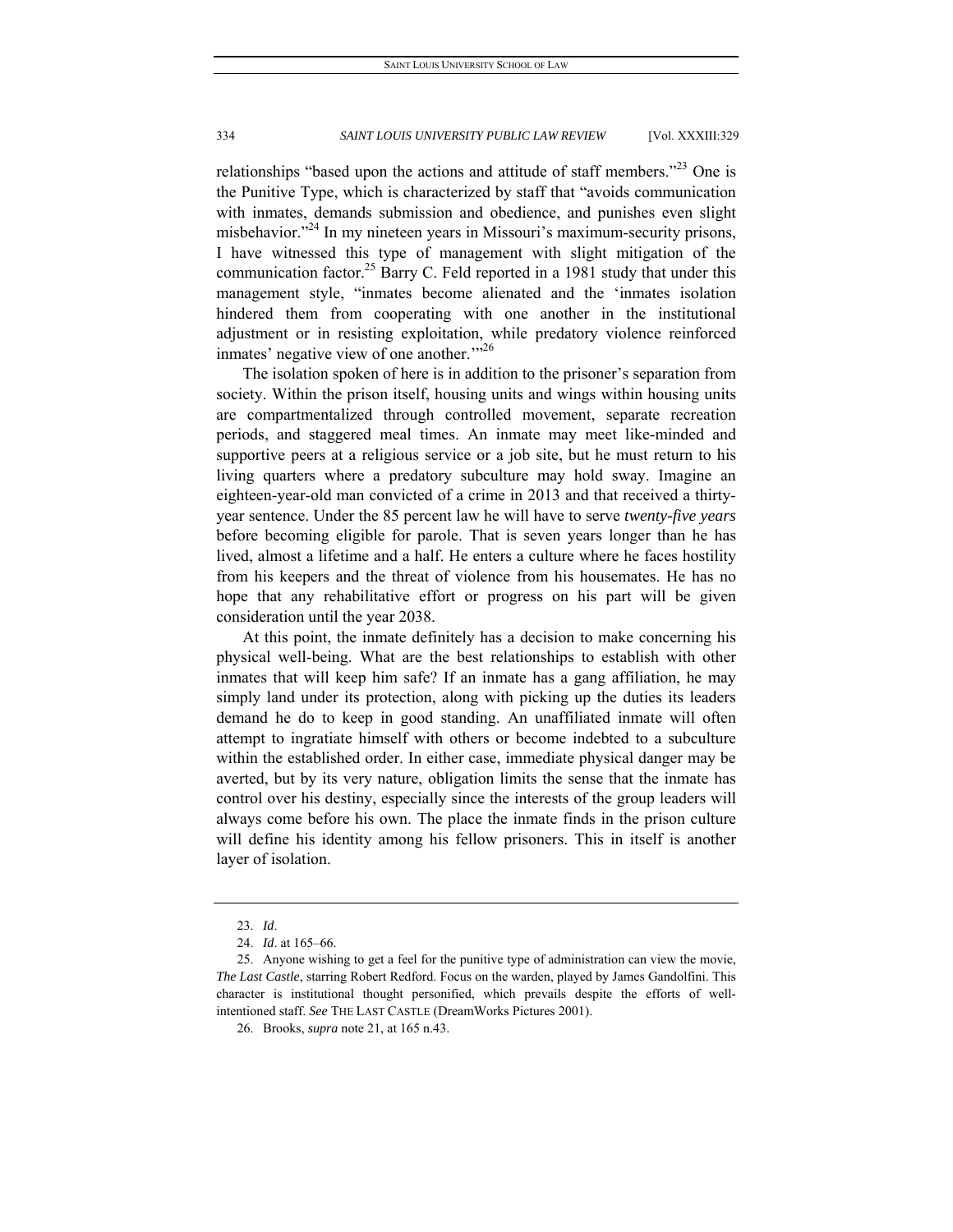relationships "based upon the actions and attitude of staff members."[23] One is the Punitive Type, which is characterized by staff that "avoids communication with inmates, demands submission and obedience, and punishes even slight misbehavior."[24] In my nineteen years in Missouri's maximum-security prisons, I have witnessed this type of management with slight mitigation of the communication factor.[25] Barry C. Feld reported in a 1981 study that under this management style, "inmates become alienated and the 'inmates isolation hindered them from cooperating with one another in the institutional adjustment or in resisting exploitation, while predatory violence reinforced inmates' negative view of one another.'"[26]

The isolation spoken of here is in addition to the prisoner's separation from society. Within the prison itself, housing units and wings within housing units are compartmentalized through controlled movement, separate recreation periods, and staggered meal times. An inmate may meet like-minded and supportive peers at a religious service or a job site, but he must return to his living quarters where a predatory subculture may hold sway. Imagine an eighteen-year-old man convicted of a crime in 2013 and that received a thirty-year sentence. Under the 85 percent law he will have to serve *twenty-five years* before becoming eligible for parole. That is seven years longer than he has lived, almost a lifetime and a half. He enters a culture where he faces hostility from his keepers and the threat of violence from his housemates. He has no hope that any rehabilitative effort or progress on his part will be given consideration until the year 2038.

At this point, the inmate definitely has a decision to make concerning his physical well-being. What are the best relationships to establish with other inmates that will keep him safe? If an inmate has a gang affiliation, he may simply land under its protection, along with picking up the duties its leaders demand he do to keep in good standing. An unaffiliated inmate will often attempt to ingratiate himself with others or become indebted to a subculture within the established order. In either case, immediate physical danger may be averted, but by its very nature, obligation limits the sense that the inmate has control over his destiny, especially since the interests of the group leaders will always come before his own. The place the inmate finds in the prison culture will define his identity among his fellow prisoners. This in itself is another layer of isolation.

---

23. *Id*.

24. *Id*. at 165–66.

25. Anyone wishing to get a feel for the punitive type of administration can view the movie, *The Last Castle*, starring Robert Redford. Focus on the warden, played by James Gandolfini. This character is institutional thought personified, which prevails despite the efforts of well-intentioned staff. *See* THE LAST CASTLE (DreamWorks Pictures 2001).

26. Brooks, *supra* note 21, at 165 n.43.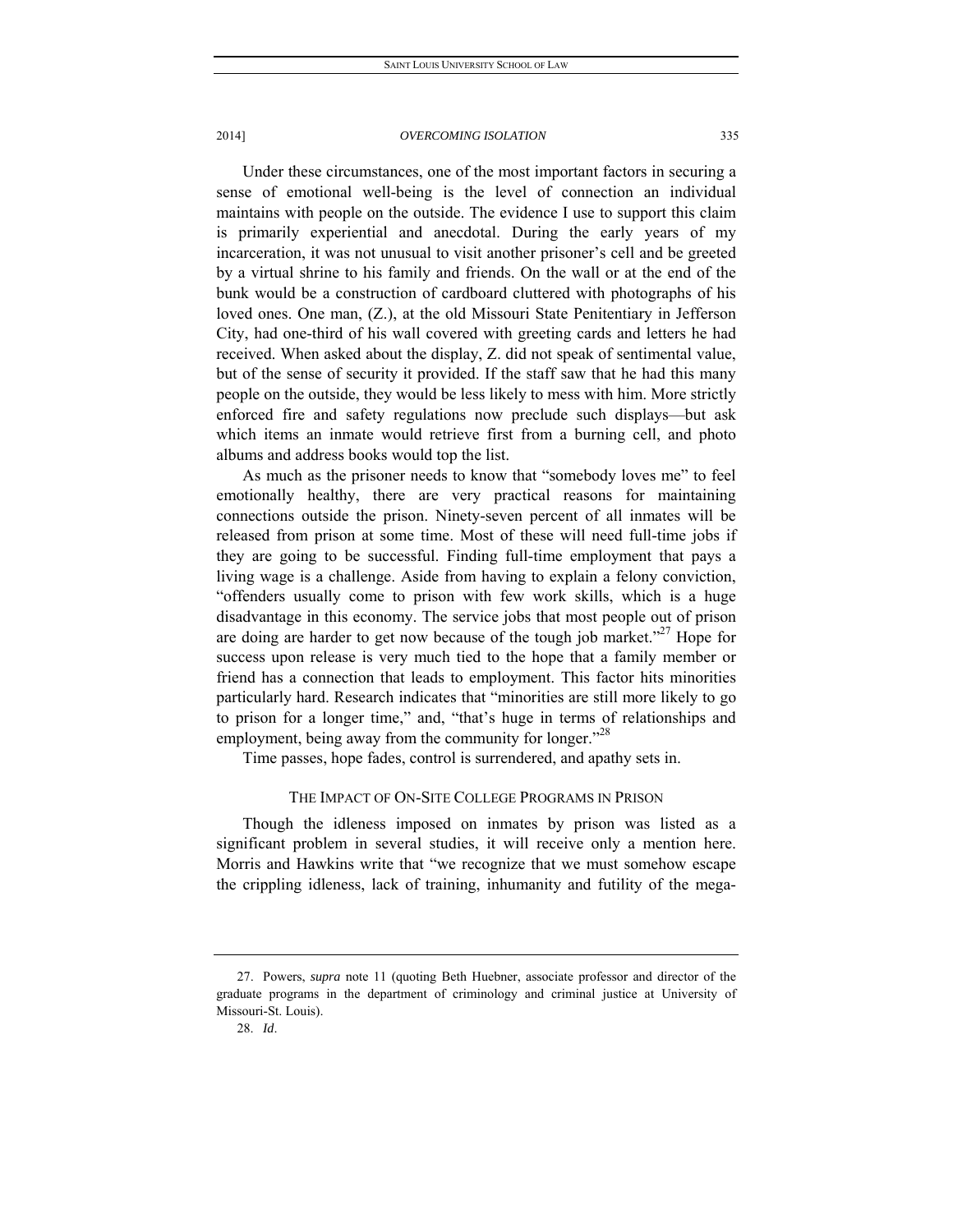Under these circumstances, one of the most important factors in securing a sense of emotional well-being is the level of connection an individual maintains with people on the outside. The evidence I use to support this claim is primarily experiential and anecdotal. During the early years of my incarceration, it was not unusual to visit another prisoner's cell and be greeted by a virtual shrine to his family and friends. On the wall or at the end of the bunk would be a construction of cardboard cluttered with photographs of his loved ones. One man, (Z.), at the old Missouri State Penitentiary in Jefferson City, had one-third of his wall covered with greeting cards and letters he had received. When asked about the display, Z. did not speak of sentimental value, but of the sense of security it provided. If the staff saw that he had this many people on the outside, they would be less likely to mess with him. More strictly enforced fire and safety regulations now preclude such displays—but ask which items an inmate would retrieve first from a burning cell, and photo albums and address books would top the list.

As much as the prisoner needs to know that "somebody loves me" to feel emotionally healthy, there are very practical reasons for maintaining connections outside the prison. Ninety-seven percent of all inmates will be released from prison at some time. Most of these will need full-time jobs if they are going to be successful. Finding full-time employment that pays a living wage is a challenge. Aside from having to explain a felony conviction, "offenders usually come to prison with few work skills, which is a huge disadvantage in this economy. The service jobs that most people out of prison are doing are harder to get now because of the tough job market."[27] Hope for success upon release is very much tied to the hope that a family member or friend has a connection that leads to employment. This factor hits minorities particularly hard. Research indicates that "minorities are still more likely to go to prison for a longer time," and, "that's huge in terms of relationships and employment, being away from the community for longer."[28]

Time passes, hope fades, control is surrendered, and apathy sets in.

## THE IMPACT OF ON-SITE COLLEGE PROGRAMS IN PRISON

Though the idleness imposed on inmates by prison was listed as a significant problem in several studies, it will receive only a mention here. Morris and Hawkins write that "we recognize that we must somehow escape the crippling idleness, lack of training, inhumanity and futility of the mega-

27. Powers, *supra* note 11 (quoting Beth Huebner, associate professor and director of the graduate programs in the department of criminology and criminal justice at University of Missouri-St. Louis).

28. *Id*.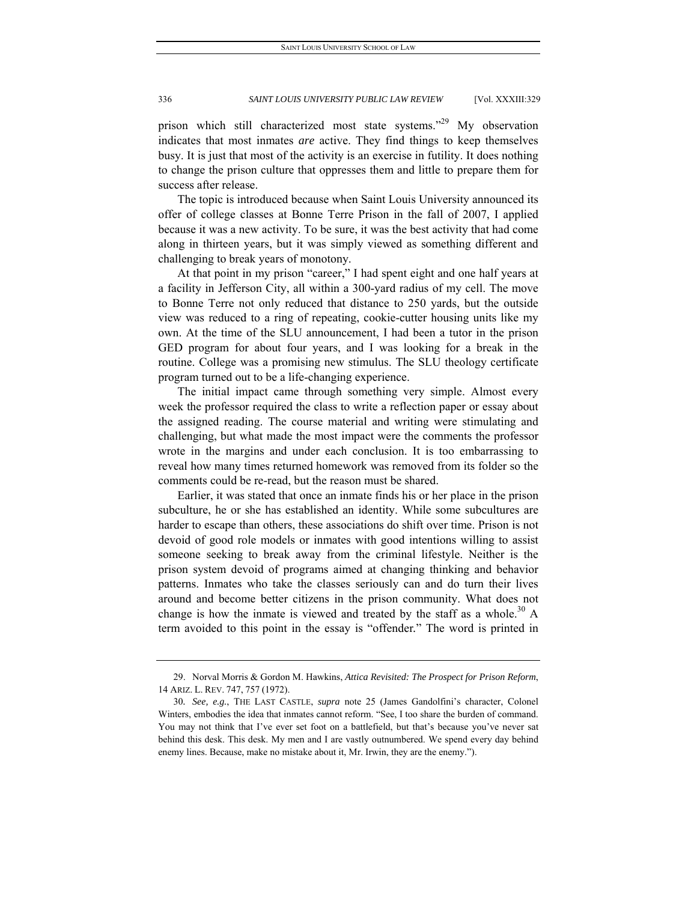prison which still characterized most state systems."[29] My observation indicates that most inmates *are* active. They find things to keep themselves busy. It is just that most of the activity is an exercise in futility. It does nothing to change the prison culture that oppresses them and little to prepare them for success after release.

The topic is introduced because when Saint Louis University announced its offer of college classes at Bonne Terre Prison in the fall of 2007, I applied because it was a new activity. To be sure, it was the best activity that had come along in thirteen years, but it was simply viewed as something different and challenging to break years of monotony.

At that point in my prison "career," I had spent eight and one half years at a facility in Jefferson City, all within a 300-yard radius of my cell. The move to Bonne Terre not only reduced that distance to 250 yards, but the outside view was reduced to a ring of repeating, cookie-cutter housing units like my own. At the time of the SLU announcement, I had been a tutor in the prison GED program for about four years, and I was looking for a break in the routine. College was a promising new stimulus. The SLU theology certificate program turned out to be a life-changing experience.

The initial impact came through something very simple. Almost every week the professor required the class to write a reflection paper or essay about the assigned reading. The course material and writing were stimulating and challenging, but what made the most impact were the comments the professor wrote in the margins and under each conclusion. It is too embarrassing to reveal how many times returned homework was removed from its folder so the comments could be re-read, but the reason must be shared.

Earlier, it was stated that once an inmate finds his or her place in the prison subculture, he or she has established an identity. While some subcultures are harder to escape than others, these associations do shift over time. Prison is not devoid of good role models or inmates with good intentions willing to assist someone seeking to break away from the criminal lifestyle. Neither is the prison system devoid of programs aimed at changing thinking and behavior patterns. Inmates who take the classes seriously can and do turn their lives around and become better citizens in the prison community. What does not change is how the inmate is viewed and treated by the staff as a whole.[30] A term avoided to this point in the essay is "offender." The word is printed in

---

29. Norval Morris & Gordon M. Hawkins, *Attica Revisited: The Prospect for Prison Reform*, 14 ARIZ. L. REV. 747, 757 (1972).

30. *See, e.g.*, THE LAST CASTLE, *supra* note 25 (James Gandolfini's character, Colonel Winters, embodies the idea that inmates cannot reform. "See, I too share the burden of command. You may not think that I've ever set foot on a battlefield, but that's because you've never sat behind this desk. This desk. My men and I are vastly outnumbered. We spend every day behind enemy lines. Because, make no mistake about it, Mr. Irwin, they are the enemy.").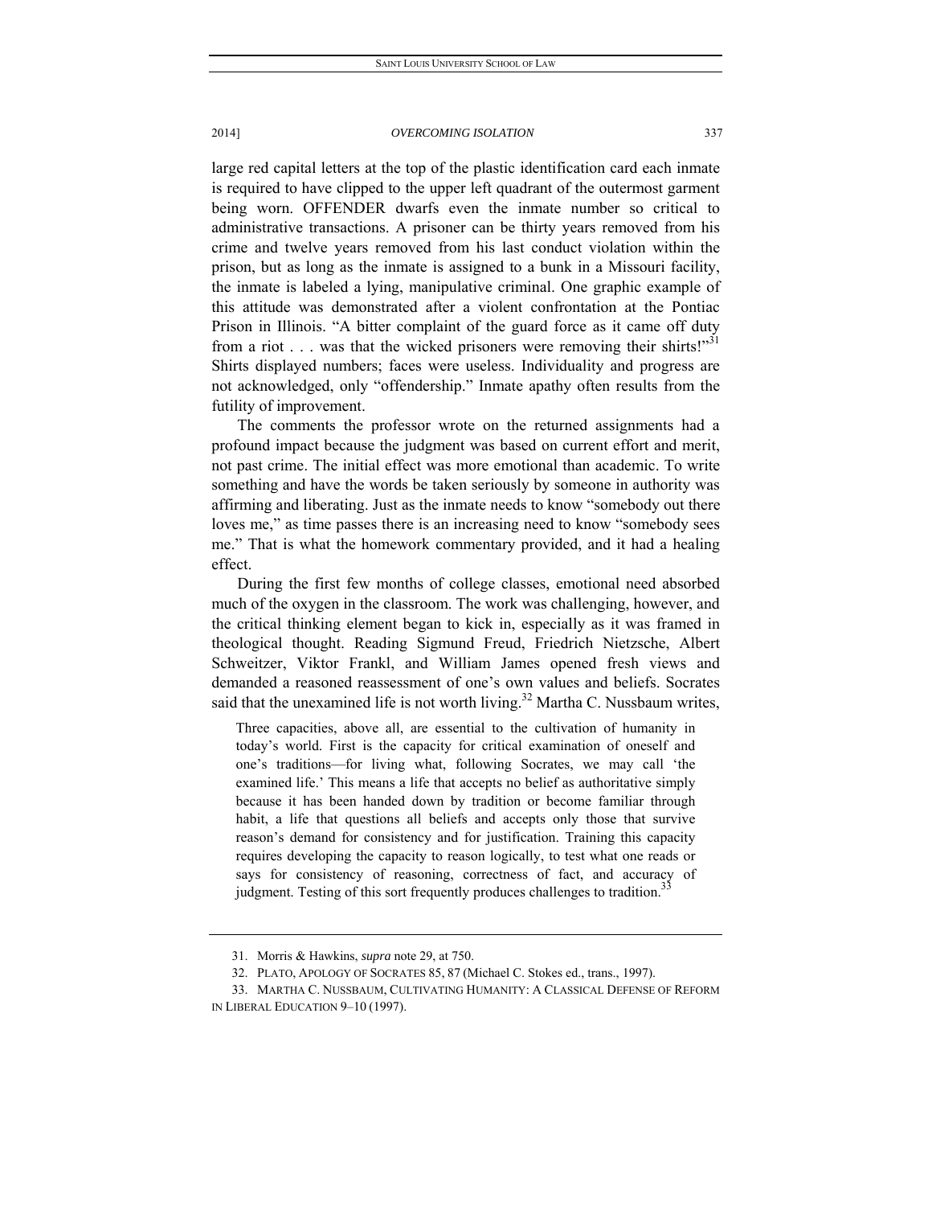large red capital letters at the top of the plastic identification card each inmate is required to have clipped to the upper left quadrant of the outermost garment being worn. OFFENDER dwarfs even the inmate number so critical to administrative transactions. A prisoner can be thirty years removed from his crime and twelve years removed from his last conduct violation within the prison, but as long as the inmate is assigned to a bunk in a Missouri facility, the inmate is labeled a lying, manipulative criminal. One graphic example of this attitude was demonstrated after a violent confrontation at the Pontiac Prison in Illinois. "A bitter complaint of the guard force as it came off duty from a riot . . . was that the wicked prisoners were removing their shirts!"[31] Shirts displayed numbers; faces were useless. Individuality and progress are not acknowledged, only "offendership." Inmate apathy often results from the futility of improvement.

The comments the professor wrote on the returned assignments had a profound impact because the judgment was based on current effort and merit, not past crime. The initial effect was more emotional than academic. To write something and have the words be taken seriously by someone in authority was affirming and liberating. Just as the inmate needs to know "somebody out there loves me," as time passes there is an increasing need to know "somebody sees me." That is what the homework commentary provided, and it had a healing effect.

During the first few months of college classes, emotional need absorbed much of the oxygen in the classroom. The work was challenging, however, and the critical thinking element began to kick in, especially as it was framed in theological thought. Reading Sigmund Freud, Friedrich Nietzsche, Albert Schweitzer, Viktor Frankl, and William James opened fresh views and demanded a reasoned reassessment of one's own values and beliefs. Socrates said that the unexamined life is not worth living.[32] Martha C. Nussbaum writes,

> Three capacities, above all, are essential to the cultivation of humanity in today's world. First is the capacity for critical examination of oneself and one's traditions—for living what, following Socrates, we may call 'the examined life.' This means a life that accepts no belief as authoritative simply because it has been handed down by tradition or become familiar through habit, a life that questions all beliefs and accepts only those that survive reason's demand for consistency and for justification. Training this capacity requires developing the capacity to reason logically, to test what one reads or says for consistency of reasoning, correctness of fact, and accuracy of judgment. Testing of this sort frequently produces challenges to tradition.[33]

---

31. Morris & Hawkins, *supra* note 29, at 750.

32. PLATO, APOLOGY OF SOCRATES 85, 87 (Michael C. Stokes ed., trans., 1997).

33. MARTHA C. NUSSBAUM, CULTIVATING HUMANITY: A CLASSICAL DEFENSE OF REFORM IN LIBERAL EDUCATION 9–10 (1997).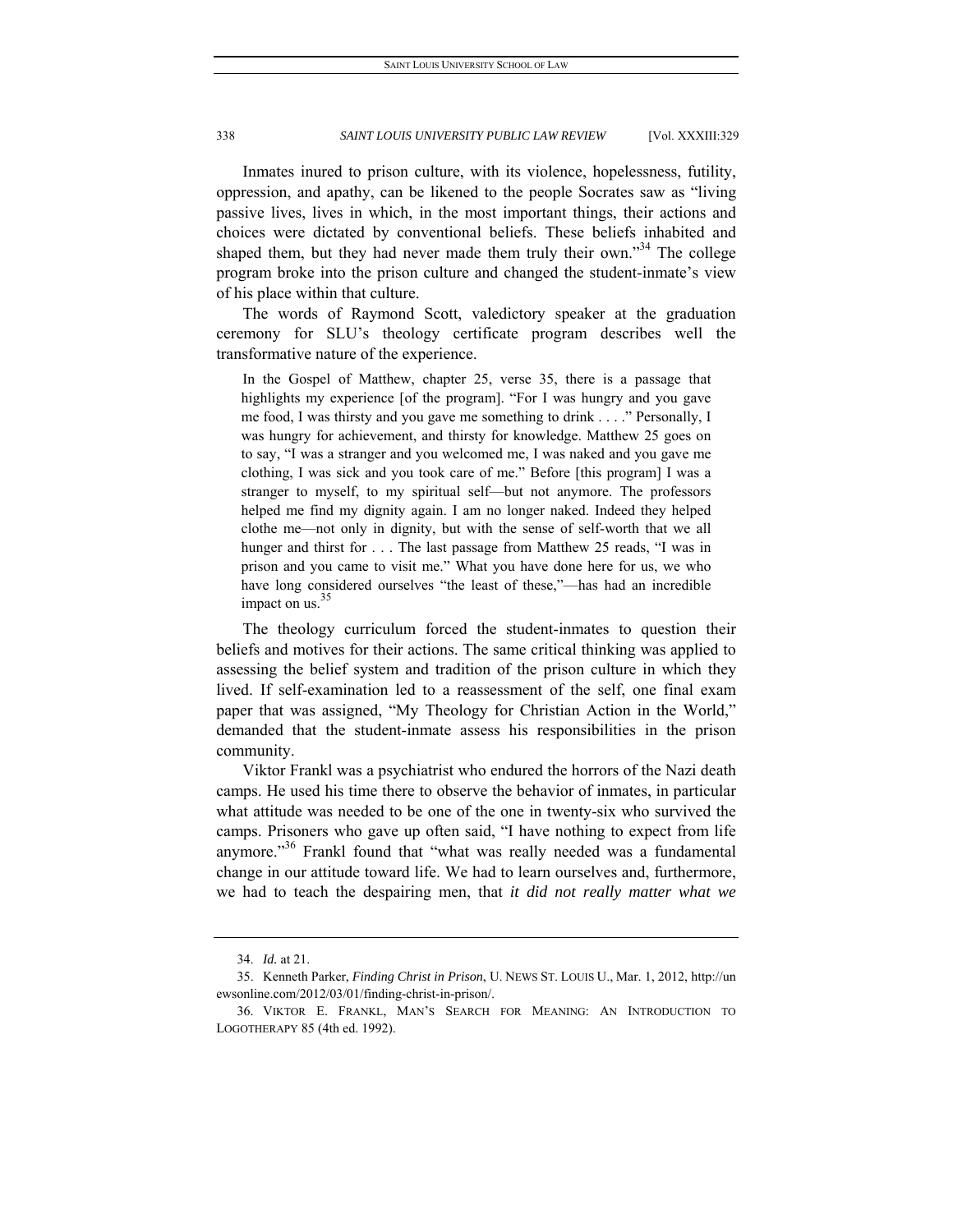Inmates inured to prison culture, with its violence, hopelessness, futility, oppression, and apathy, can be likened to the people Socrates saw as "living passive lives, lives in which, in the most important things, their actions and choices were dictated by conventional beliefs. These beliefs inhabited and shaped them, but they had never made them truly their own."[34] The college program broke into the prison culture and changed the student-inmate's view of his place within that culture.

The words of Raymond Scott, valedictory speaker at the graduation ceremony for SLU's theology certificate program describes well the transformative nature of the experience.

> In the Gospel of Matthew, chapter 25, verse 35, there is a passage that highlights my experience [of the program]. "For I was hungry and you gave me food, I was thirsty and you gave me something to drink . . . ." Personally, I was hungry for achievement, and thirsty for knowledge. Matthew 25 goes on to say, "I was a stranger and you welcomed me, I was naked and you gave me clothing, I was sick and you took care of me." Before [this program] I was a stranger to myself, to my spiritual self—but not anymore. The professors helped me find my dignity again. I am no longer naked. Indeed they helped clothe me—not only in dignity, but with the sense of self-worth that we all hunger and thirst for . . . The last passage from Matthew 25 reads, "I was in prison and you came to visit me." What you have done here for us, we who have long considered ourselves "the least of these,"—has had an incredible impact on us.[35]

The theology curriculum forced the student-inmates to question their beliefs and motives for their actions. The same critical thinking was applied to assessing the belief system and tradition of the prison culture in which they lived. If self-examination led to a reassessment of the self, one final exam paper that was assigned, "My Theology for Christian Action in the World," demanded that the student-inmate assess his responsibilities in the prison community.

Viktor Frankl was a psychiatrist who endured the horrors of the Nazi death camps. He used his time there to observe the behavior of inmates, in particular what attitude was needed to be one of the one in twenty-six who survived the camps. Prisoners who gave up often said, "I have nothing to expect from life anymore."[36] Frankl found that "what was really needed was a fundamental change in our attitude toward life. We had to learn ourselves and, furthermore, we had to teach the despairing men, that *it did not really matter what we*

---

34. *Id.* at 21.

35. Kenneth Parker, *Finding Christ in Prison*, U. NEWS ST. LOUIS U., Mar. 1, 2012, http://unewsonline.com/2012/03/01/finding-christ-in-prison/.

36. VIKTOR E. FRANKL, MAN'S SEARCH FOR MEANING: AN INTRODUCTION TO LOGOTHERAPY 85 (4th ed. 1992).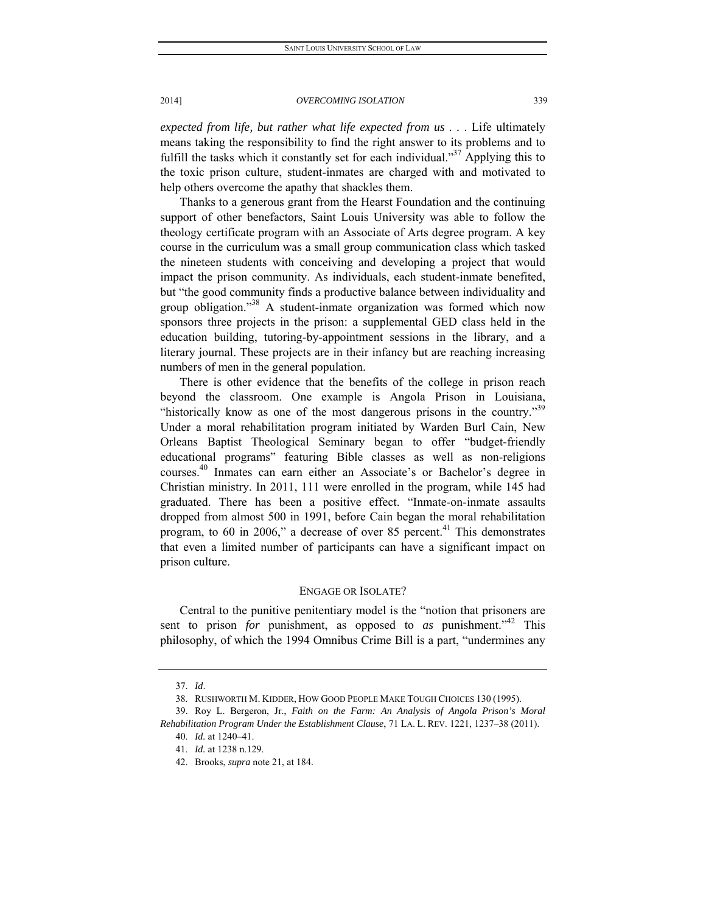*expected from life, but rather what life expected from us* . . . Life ultimately means taking the responsibility to find the right answer to its problems and to fulfill the tasks which it constantly set for each individual."[37] Applying this to the toxic prison culture, student-inmates are charged with and motivated to help others overcome the apathy that shackles them.

Thanks to a generous grant from the Hearst Foundation and the continuing support of other benefactors, Saint Louis University was able to follow the theology certificate program with an Associate of Arts degree program. A key course in the curriculum was a small group communication class which tasked the nineteen students with conceiving and developing a project that would impact the prison community. As individuals, each student-inmate benefited, but "the good community finds a productive balance between individuality and group obligation."[38] A student-inmate organization was formed which now sponsors three projects in the prison: a supplemental GED class held in the education building, tutoring-by-appointment sessions in the library, and a literary journal. These projects are in their infancy but are reaching increasing numbers of men in the general population.

There is other evidence that the benefits of the college in prison reach beyond the classroom. One example is Angola Prison in Louisiana, "historically know as one of the most dangerous prisons in the country."[39] Under a moral rehabilitation program initiated by Warden Burl Cain, New Orleans Baptist Theological Seminary began to offer "budget-friendly educational programs" featuring Bible classes as well as non-religions courses.[40] Inmates can earn either an Associate's or Bachelor's degree in Christian ministry. In 2011, 111 were enrolled in the program, while 145 had graduated. There has been a positive effect. "Inmate-on-inmate assaults dropped from almost 500 in 1991, before Cain began the moral rehabilitation program, to 60 in 2006," a decrease of over 85 percent.[41] This demonstrates that even a limited number of participants can have a significant impact on prison culture.

## ENGAGE OR ISOLATE?

Central to the punitive penitentiary model is the "notion that prisoners are sent to prison *for* punishment, as opposed to *as* punishment."[42] This philosophy, of which the 1994 Omnibus Crime Bill is a part, "undermines any

---

37. *Id*.

38. RUSHWORTH M. KIDDER, HOW GOOD PEOPLE MAKE TOUGH CHOICES 130 (1995).

39. Roy L. Bergeron, Jr., *Faith on the Farm: An Analysis of Angola Prison's Moral Rehabilitation Program Under the Establishment Clause*, 71 LA. L. REV. 1221, 1237–38 (2011).

40. *Id.* at 1240–41.

41. *Id.* at 1238 n.129.

42. Brooks, *supra* note 21, at 184.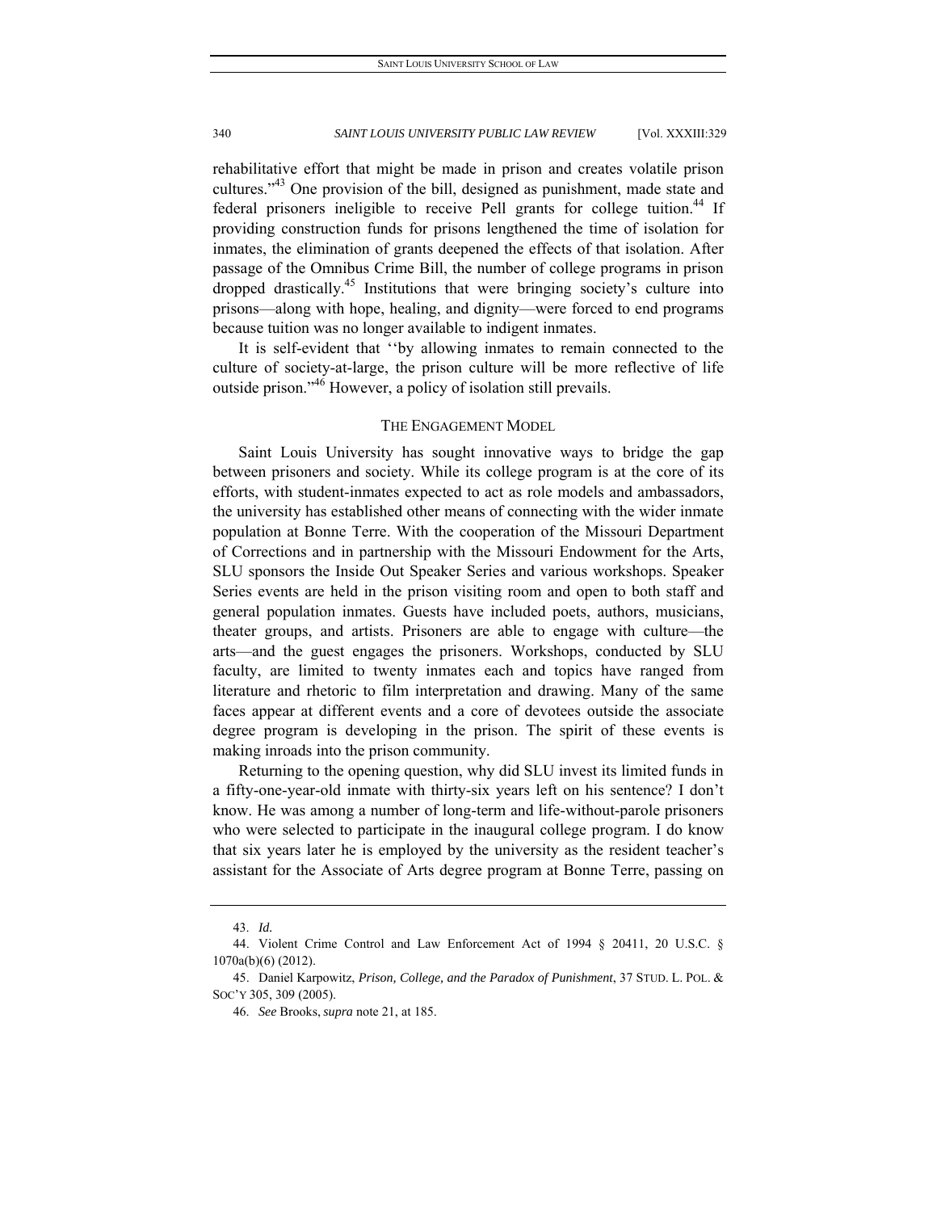rehabilitative effort that might be made in prison and creates volatile prison cultures."[43] One provision of the bill, designed as punishment, made state and federal prisoners ineligible to receive Pell grants for college tuition.[44] If providing construction funds for prisons lengthened the time of isolation for inmates, the elimination of grants deepened the effects of that isolation. After passage of the Omnibus Crime Bill, the number of college programs in prison dropped drastically.[45] Institutions that were bringing society's culture into prisons—along with hope, healing, and dignity—were forced to end programs because tuition was no longer available to indigent inmates.

It is self-evident that ''by allowing inmates to remain connected to the culture of society-at-large, the prison culture will be more reflective of life outside prison."[46] However, a policy of isolation still prevails.

## THE ENGAGEMENT MODEL

Saint Louis University has sought innovative ways to bridge the gap between prisoners and society. While its college program is at the core of its efforts, with student-inmates expected to act as role models and ambassadors, the university has established other means of connecting with the wider inmate population at Bonne Terre. With the cooperation of the Missouri Department of Corrections and in partnership with the Missouri Endowment for the Arts, SLU sponsors the Inside Out Speaker Series and various workshops. Speaker Series events are held in the prison visiting room and open to both staff and general population inmates. Guests have included poets, authors, musicians, theater groups, and artists. Prisoners are able to engage with culture—the arts—and the guest engages the prisoners. Workshops, conducted by SLU faculty, are limited to twenty inmates each and topics have ranged from literature and rhetoric to film interpretation and drawing. Many of the same faces appear at different events and a core of devotees outside the associate degree program is developing in the prison. The spirit of these events is making inroads into the prison community.

Returning to the opening question, why did SLU invest its limited funds in a fifty-one-year-old inmate with thirty-six years left on his sentence? I don't know. He was among a number of long-term and life-without-parole prisoners who were selected to participate in the inaugural college program. I do know that six years later he is employed by the university as the resident teacher's assistant for the Associate of Arts degree program at Bonne Terre, passing on

---

43. *Id.*

44. Violent Crime Control and Law Enforcement Act of 1994 § 20411, 20 U.S.C. § 1070a(b)(6) (2012).

45. Daniel Karpowitz, *Prison, College, and the Paradox of Punishment*, 37 STUD. L. POL. & SOC'Y 305, 309 (2005).

46. *See* Brooks, *supra* note 21, at 185.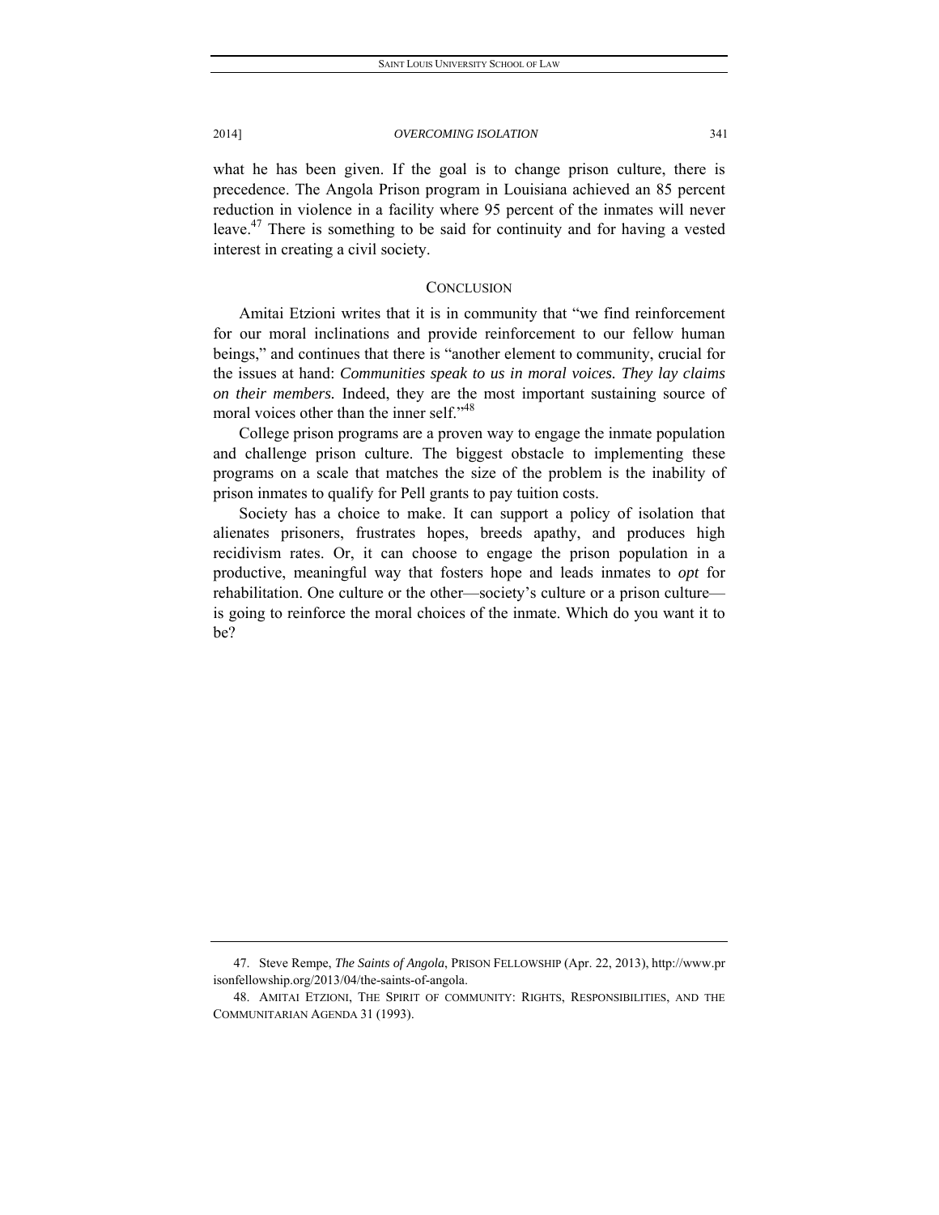what he has been given. If the goal is to change prison culture, there is precedence. The Angola Prison program in Louisiana achieved an 85 percent reduction in violence in a facility where 95 percent of the inmates will never leave.[47] There is something to be said for continuity and for having a vested interest in creating a civil society.

## CONCLUSION

Amitai Etzioni writes that it is in community that "we find reinforcement for our moral inclinations and provide reinforcement to our fellow human beings," and continues that there is "another element to community, crucial for the issues at hand: *Communities speak to us in moral voices. They lay claims on their members.* Indeed, they are the most important sustaining source of moral voices other than the inner self."[48]

College prison programs are a proven way to engage the inmate population and challenge prison culture. The biggest obstacle to implementing these programs on a scale that matches the size of the problem is the inability of prison inmates to qualify for Pell grants to pay tuition costs.

Society has a choice to make. It can support a policy of isolation that alienates prisoners, frustrates hopes, breeds apathy, and produces high recidivism rates. Or, it can choose to engage the prison population in a productive, meaningful way that fosters hope and leads inmates to *opt* for rehabilitation. One culture or the other—society's culture or a prison culture—is going to reinforce the moral choices of the inmate. Which do you want it to be?

---

47. Steve Rempe, *The Saints of Angola*, PRISON FELLOWSHIP (Apr. 22, 2013), http://www.prisonfellowship.org/2013/04/the-saints-of-angola.

48. AMITAI ETZIONI, THE SPIRIT OF COMMUNITY: RIGHTS, RESPONSIBILITIES, AND THE COMMUNITARIAN AGENDA 31 (1993).